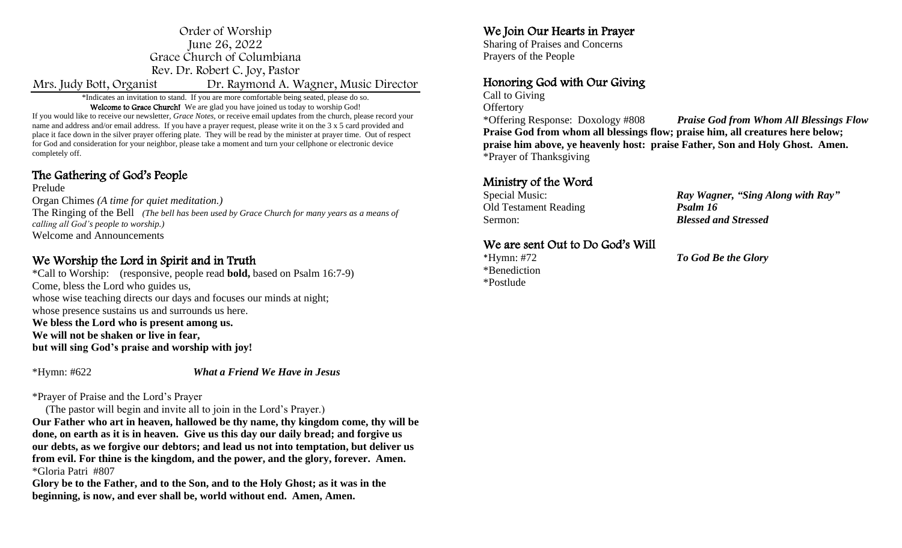# Order of Worship

June 26, 2022
Grace Church of Columbiana
Rev. Dr. Robert C. Joy, Pastor

Mrs. Judy Bott, Organist    Dr. Raymond A. Wagner, Music Director

*Indicates an invitation to stand. If you are more comfortable being seated, please do so.

**Welcome to Grace Church!** We are glad you have joined us today to worship God!

If you would like to receive our newsletter, *Grace Notes*, or receive email updates from the church, please record your name and address and/or email address. If you have a prayer request, please write it on the 3 x 5 card provided and place it face down in the silver prayer offering plate. They will be read by the minister at prayer time. Out of respect for God and consideration for your neighbor, please take a moment and turn your cellphone or electronic device completely off.

## The Gathering of God's People

Prelude

Organ Chimes *(A time for quiet meditation.)*

The Ringing of the Bell *(The bell has been used by Grace Church for many years as a means of calling all God's people to worship.)*

Welcome and Announcements

## We Worship the Lord in Spirit and in Truth

*Call to Worship: (responsive, people read **bold,** based on Psalm 16:7-9)

Come, bless the Lord who guides us,
whose wise teaching directs our days and focuses our minds at night;
whose presence sustains us and surrounds us here.
**We bless the Lord who is present among us.**
**We will not be shaken or live in fear,**
**but will sing God's praise and worship with joy!**

*Hymn: #622    ***What a Friend We Have in Jesus***

*Prayer of Praise and the Lord's Prayer

(The pastor will begin and invite all to join in the Lord's Prayer.)

**Our Father who art in heaven, hallowed be thy name, thy kingdom come, thy will be done, on earth as it is in heaven. Give us this day our daily bread; and forgive us our debts, as we forgive our debtors; and lead us not into temptation, but deliver us from evil. For thine is the kingdom, and the power, and the glory, forever. Amen.**

*Gloria Patri #807

**Glory be to the Father, and to the Son, and to the Holy Ghost; as it was in the beginning, is now, and ever shall be, world without end. Amen, Amen.**

## We Join Our Hearts in Prayer

Sharing of Praises and Concerns

Prayers of the People

## Honoring God with Our Giving

Call to Giving

Offertory

*Offering Response: Doxology #808    ***Praise God from Whom All Blessings Flow***

**Praise God from whom all blessings flow; praise him, all creatures here below; praise him above, ye heavenly host: praise Father, Son and Holy Ghost. Amen.**

*Prayer of Thanksgiving

## Ministry of the Word

Special Music:    ***Ray Wagner, "Sing Along with Ray"***

Old Testament Reading    ***Psalm 16***

Sermon:    ***Blessed and Stressed***

## We are sent Out to Do God's Will

*Hymn: #72    ***To God Be the Glory***

*Benediction

*Postlude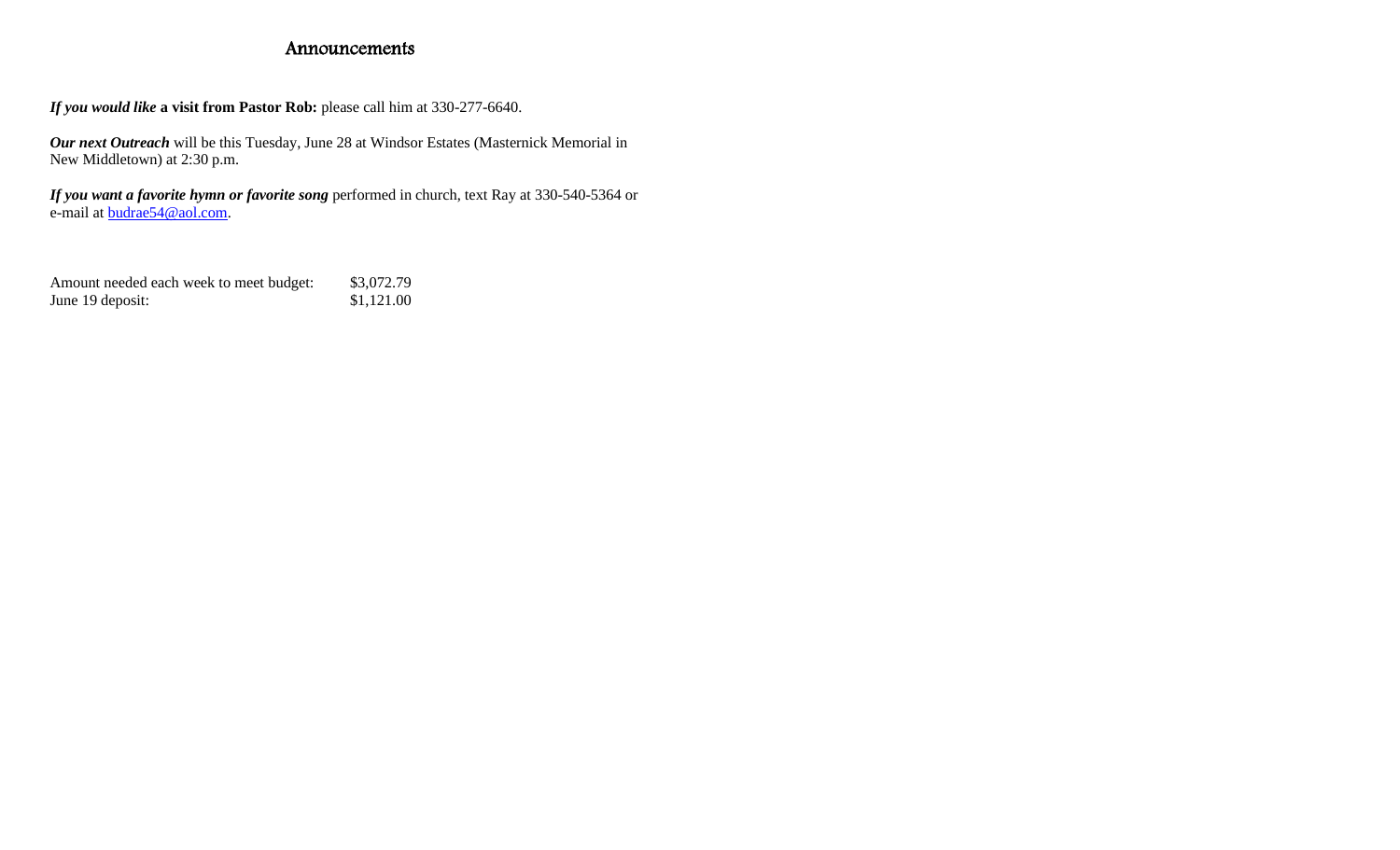# Announcements

***If you would like*** **a visit from Pastor Rob:** please call him at 330-277-6640.

***Our next Outreach*** will be this Tuesday, June 28 at Windsor Estates (Masternick Memorial in New Middletown) at 2:30 p.m.

***If you want a favorite hymn or favorite song*** performed in church, text Ray at 330-540-5364 or e-mail at budrae54@aol.com.

| | |
|---|---|
| Amount needed each week to meet budget: | $3,072.79 |
| June 19 deposit: | $1,121.00 |